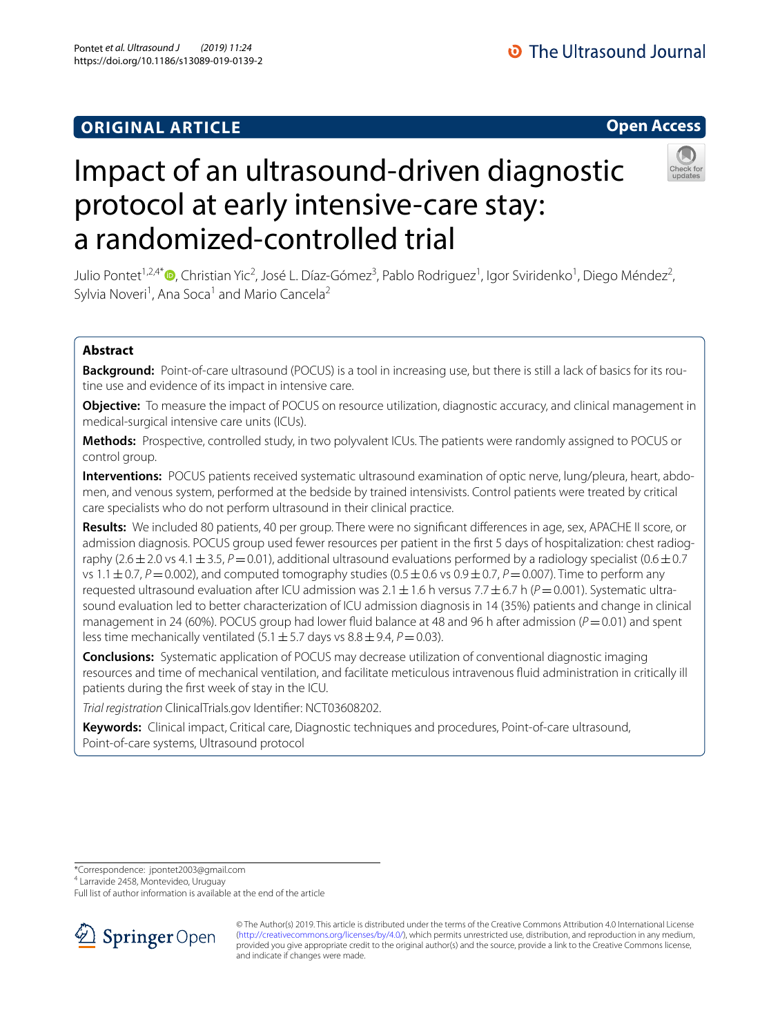ORIGINAL ARTICLE

Open Access

# Impact of an ultrasound-driven diagnostic protocol at early intensive-care stay: a randomized-controlled trial

Julio Pontet[1,2,4*], Christian Yic[2], José L. Díaz-Gómez[3], Pablo Rodriguez[1], Igor Sviridenko[1], Diego Méndez[2], Sylvia Noveri[1], Ana Soca[1] and Mario Cancela[2]

## Abstract

**Background:** Point-of-care ultrasound (POCUS) is a tool in increasing use, but there is still a lack of basics for its routine use and evidence of its impact in intensive care.

**Objective:** To measure the impact of POCUS on resource utilization, diagnostic accuracy, and clinical management in medical-surgical intensive care units (ICUs).

**Methods:** Prospective, controlled study, in two polyvalent ICUs. The patients were randomly assigned to POCUS or control group.

**Interventions:** POCUS patients received systematic ultrasound examination of optic nerve, lung/pleura, heart, abdomen, and venous system, performed at the bedside by trained intensivists. Control patients were treated by critical care specialists who do not perform ultrasound in their clinical practice.

**Results:** We included 80 patients, 40 per group. There were no significant differences in age, sex, APACHE II score, or admission diagnosis. POCUS group used fewer resources per patient in the first 5 days of hospitalization: chest radiography ($2.6 \pm 2.0$ vs $4.1 \pm 3.5$, $P = 0.01$), additional ultrasound evaluations performed by a radiology specialist ($0.6 \pm 0.7$ vs $1.1 \pm 0.7$, $P = 0.002$), and computed tomography studies ($0.5 \pm 0.6$ vs $0.9 \pm 0.7$, $P = 0.007$). Time to perform any requested ultrasound evaluation after ICU admission was $2.1 \pm 1.6$ h versus $7.7 \pm 6.7$ h ($P = 0.001$). Systematic ultrasound evaluation led to better characterization of ICU admission diagnosis in 14 (35%) patients and change in clinical management in 24 (60%). POCUS group had lower fluid balance at 48 and 96 h after admission ($P = 0.01$) and spent less time mechanically ventilated ($5.1 \pm 5.7$ days vs $8.8 \pm 9.4$, $P = 0.03$).

**Conclusions:** Systematic application of POCUS may decrease utilization of conventional diagnostic imaging resources and time of mechanical ventilation, and facilitate meticulous intravenous fluid administration in critically ill patients during the first week of stay in the ICU.

*Trial registration* ClinicalTrials.gov Identifier: NCT03608202.

**Keywords:** Clinical impact, Critical care, Diagnostic techniques and procedures, Point-of-care ultrasound, Point-of-care systems, Ultrasound protocol

*Correspondence: jpontet2003@gmail.com
[4] Larravide 2458, Montevideo, Uruguay
Full list of author information is available at the end of the article

© The Author(s) 2019. This article is distributed under the terms of the Creative Commons Attribution 4.0 International License (http://creativecommons.org/licenses/by/4.0/), which permits unrestricted use, distribution, and reproduction in any medium, provided you give appropriate credit to the original author(s) and the source, provide a link to the Creative Commons license, and indicate if changes were made.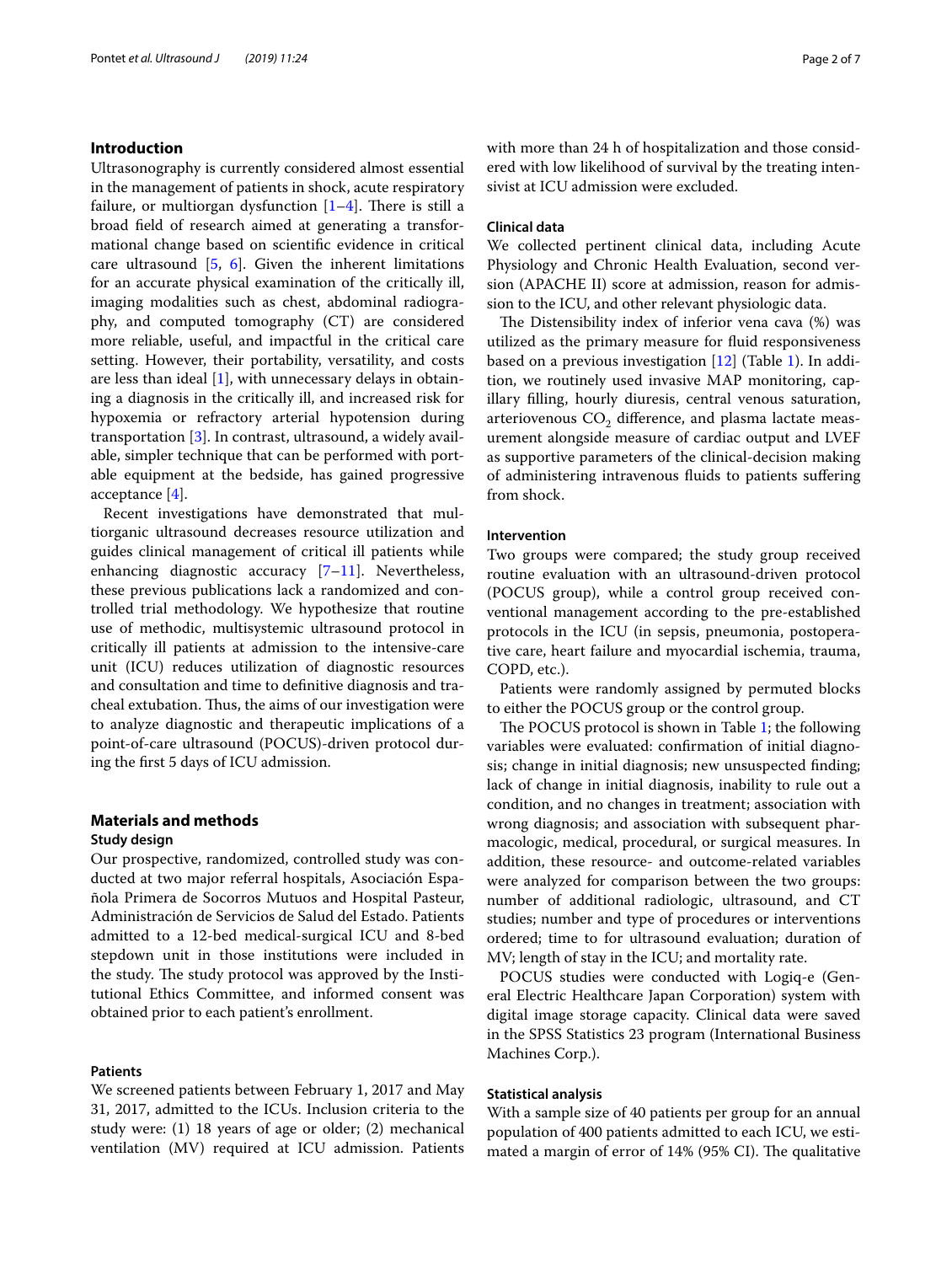## Introduction

Ultrasonography is currently considered almost essential in the management of patients in shock, acute respiratory failure, or multiorgan dysfunction [1–4]. There is still a broad field of research aimed at generating a transformational change based on scientific evidence in critical care ultrasound [5, 6]. Given the inherent limitations for an accurate physical examination of the critically ill, imaging modalities such as chest, abdominal radiography, and computed tomography (CT) are considered more reliable, useful, and impactful in the critical care setting. However, their portability, versatility, and costs are less than ideal [1], with unnecessary delays in obtaining a diagnosis in the critically ill, and increased risk for hypoxemia or refractory arterial hypotension during transportation [3]. In contrast, ultrasound, a widely available, simpler technique that can be performed with portable equipment at the bedside, has gained progressive acceptance [4].

Recent investigations have demonstrated that multiorganic ultrasound decreases resource utilization and guides clinical management of critical ill patients while enhancing diagnostic accuracy [7–11]. Nevertheless, these previous publications lack a randomized and controlled trial methodology. We hypothesize that routine use of methodic, multisystemic ultrasound protocol in critically ill patients at admission to the intensive-care unit (ICU) reduces utilization of diagnostic resources and consultation and time to definitive diagnosis and tracheal extubation. Thus, the aims of our investigation were to analyze diagnostic and therapeutic implications of a point-of-care ultrasound (POCUS)-driven protocol during the first 5 days of ICU admission.

## Materials and methods

### Study design

Our prospective, randomized, controlled study was conducted at two major referral hospitals, Asociación Española Primera de Socorros Mutuos and Hospital Pasteur, Administración de Servicios de Salud del Estado. Patients admitted to a 12-bed medical-surgical ICU and 8-bed stepdown unit in those institutions were included in the study. The study protocol was approved by the Institutional Ethics Committee, and informed consent was obtained prior to each patient's enrollment.

### Patients

We screened patients between February 1, 2017 and May 31, 2017, admitted to the ICUs. Inclusion criteria to the study were: (1) 18 years of age or older; (2) mechanical ventilation (MV) required at ICU admission. Patients with more than 24 h of hospitalization and those considered with low likelihood of survival by the treating intensivist at ICU admission were excluded.

### Clinical data

We collected pertinent clinical data, including Acute Physiology and Chronic Health Evaluation, second version (APACHE II) score at admission, reason for admission to the ICU, and other relevant physiologic data.

The Distensibility index of inferior vena cava (%) was utilized as the primary measure for fluid responsiveness based on a previous investigation [12] (Table 1). In addition, we routinely used invasive MAP monitoring, capillary filling, hourly diuresis, central venous saturation, arteriovenous $CO_2$ difference, and plasma lactate measurement alongside measure of cardiac output and LVEF as supportive parameters of the clinical-decision making of administering intravenous fluids to patients suffering from shock.

### Intervention

Two groups were compared; the study group received routine evaluation with an ultrasound-driven protocol (POCUS group), while a control group received conventional management according to the pre-established protocols in the ICU (in sepsis, pneumonia, postoperative care, heart failure and myocardial ischemia, trauma, COPD, etc.).

Patients were randomly assigned by permuted blocks to either the POCUS group or the control group.

The POCUS protocol is shown in Table 1; the following variables were evaluated: confirmation of initial diagnosis; change in initial diagnosis; new unsuspected finding; lack of change in initial diagnosis, inability to rule out a condition, and no changes in treatment; association with wrong diagnosis; and association with subsequent pharmacologic, medical, procedural, or surgical measures. In addition, these resource- and outcome-related variables were analyzed for comparison between the two groups: number of additional radiologic, ultrasound, and CT studies; number and type of procedures or interventions ordered; time to for ultrasound evaluation; duration of MV; length of stay in the ICU; and mortality rate.

POCUS studies were conducted with Logiq-e (General Electric Healthcare Japan Corporation) system with digital image storage capacity. Clinical data were saved in the SPSS Statistics 23 program (International Business Machines Corp.).

### Statistical analysis

With a sample size of 40 patients per group for an annual population of 400 patients admitted to each ICU, we estimated a margin of error of 14% (95% CI). The qualitative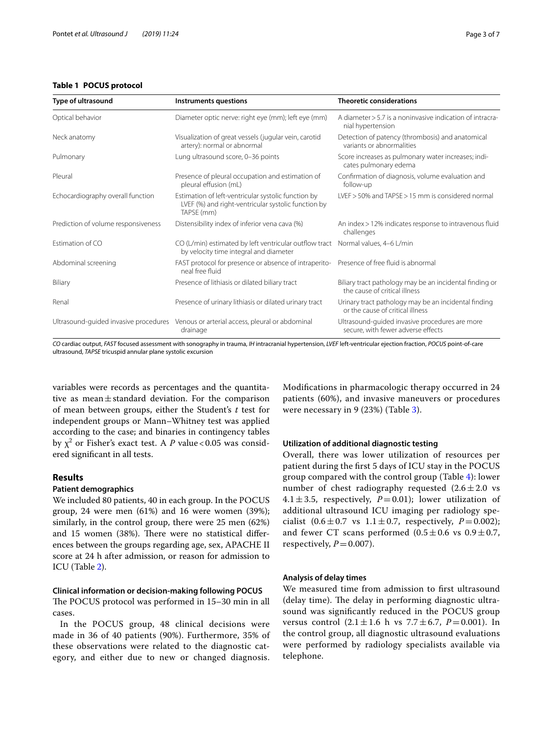**Table 1 POCUS protocol**

| Type of ultrasound | Instruments questions | Theoretic considerations |
|---|---|---|
| Optical behavior | Diameter optic nerve: right eye (mm); left eye (mm) | A diameter > 5.7 is a noninvasive indication of intracranial hypertension |
| Neck anatomy | Visualization of great vessels (jugular vein, carotid artery): normal or abnormal | Detection of patency (thrombosis) and anatomical variants or abnormalities |
| Pulmonary | Lung ultrasound score, 0–36 points | Score increases as pulmonary water increases; indicates pulmonary edema |
| Pleural | Presence of pleural occupation and estimation of pleural effusion (mL) | Confirmation of diagnosis, volume evaluation and follow-up |
| Echocardiography overall function | Estimation of left-ventricular systolic function by LVEF (%) and right-ventricular systolic function by TAPSE (mm) | LVEF > 50% and TAPSE > 15 mm is considered normal |
| Prediction of volume responsiveness | Distensibility index of inferior vena cava (%) | An index > 12% indicates response to intravenous fluid challenges |
| Estimation of CO | CO (L/min) estimated by left ventricular outflow tract by velocity time integral and diameter | Normal values, 4–6 L/min |
| Abdominal screening | FAST protocol for presence or absence of intraperitoneal free fluid | Presence of free fluid is abnormal |
| Biliary | Presence of lithiasis or dilated biliary tract | Biliary tract pathology may be an incidental finding or the cause of critical illness |
| Renal | Presence of urinary lithiasis or dilated urinary tract | Urinary tract pathology may be an incidental finding or the cause of critical illness |
| Ultrasound-guided invasive procedures | Venous or arterial access, pleural or abdominal drainage | Ultrasound-guided invasive procedures are more secure, with fewer adverse effects |

*CO* cardiac output, *FAST* focused assessment with sonography in trauma, *IH* intracranial hypertension, *LVEF* left-ventricular ejection fraction, *POCUS* point-of-care ultrasound, *TAPSE* tricuspid annular plane systolic excursion

variables were records as percentages and the quantitative as mean ± standard deviation. For the comparison of mean between groups, either the Student's *t* test for independent groups or Mann–Whitney test was applied according to the case; and binaries in contingency tables by $\chi^2$ or Fisher's exact test. A *P* value < 0.05 was considered significant in all tests.

## Results

### Patient demographics

We included 80 patients, 40 in each group. In the POCUS group, 24 were men (61%) and 16 were women (39%); similarly, in the control group, there were 25 men (62%) and 15 women (38%). There were no statistical differences between the groups regarding age, sex, APACHE II score at 24 h after admission, or reason for admission to ICU (Table 2).

### Clinical information or decision-making following POCUS

The POCUS protocol was performed in 15–30 min in all cases.

In the POCUS group, 48 clinical decisions were made in 36 of 40 patients (90%). Furthermore, 35% of these observations were related to the diagnostic category, and either due to new or changed diagnosis. Modifications in pharmacologic therapy occurred in 24 patients (60%), and invasive maneuvers or procedures were necessary in 9 (23%) (Table 3).

### Utilization of additional diagnostic testing

Overall, there was lower utilization of resources per patient during the first 5 days of ICU stay in the POCUS group compared with the control group (Table 4): lower number of chest radiography requested (2.6 ± 2.0 vs 4.1 ± 3.5, respectively, *P* = 0.01); lower utilization of additional ultrasound ICU imaging per radiology specialist (0.6 ± 0.7 vs 1.1 ± 0.7, respectively, *P* = 0.002); and fewer CT scans performed (0.5 ± 0.6 vs 0.9 ± 0.7, respectively, *P* = 0.007).

### Analysis of delay times

We measured time from admission to first ultrasound (delay time). The delay in performing diagnostic ultrasound was significantly reduced in the POCUS group versus control (2.1 ± 1.6 h vs 7.7 ± 6.7, *P* = 0.001). In the control group, all diagnostic ultrasound evaluations were performed by radiology specialists available via telephone.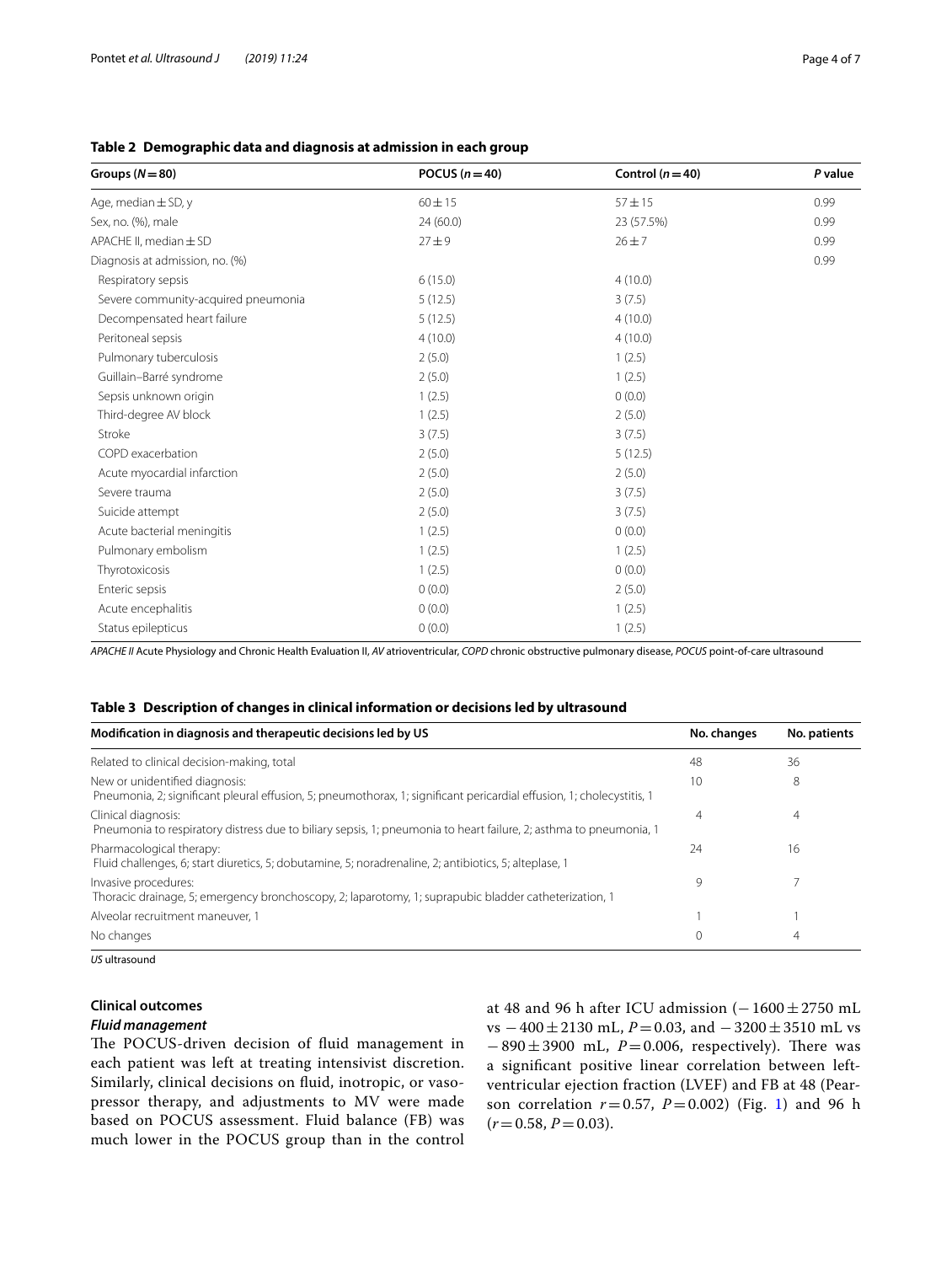**Table 2 Demographic data and diagnosis at admission in each group**

| Groups ($N=80$) | POCUS ($n=40$) | Control ($n=40$) | *P* value |
|---|---|---|---|
| Age, median ± SD, y | 60 ± 15 | 57 ± 15 | 0.99 |
| Sex, no. (%), male | 24 (60.0) | 23 (57.5%) | 0.99 |
| APACHE II, median ± SD | 27 ± 9 | 26 ± 7 | 0.99 |
| Diagnosis at admission, no. (%) | | | 0.99 |
| Respiratory sepsis | 6 (15.0) | 4 (10.0) | |
| Severe community-acquired pneumonia | 5 (12.5) | 3 (7.5) | |
| Decompensated heart failure | 5 (12.5) | 4 (10.0) | |
| Peritoneal sepsis | 4 (10.0) | 4 (10.0) | |
| Pulmonary tuberculosis | 2 (5.0) | 1 (2.5) | |
| Guillain–Barré syndrome | 2 (5.0) | 1 (2.5) | |
| Sepsis unknown origin | 1 (2.5) | 0 (0.0) | |
| Third-degree AV block | 1 (2.5) | 2 (5.0) | |
| Stroke | 3 (7.5) | 3 (7.5) | |
| COPD exacerbation | 2 (5.0) | 5 (12.5) | |
| Acute myocardial infarction | 2 (5.0) | 2 (5.0) | |
| Severe trauma | 2 (5.0) | 3 (7.5) | |
| Suicide attempt | 2 (5.0) | 3 (7.5) | |
| Acute bacterial meningitis | 1 (2.5) | 0 (0.0) | |
| Pulmonary embolism | 1 (2.5) | 1 (2.5) | |
| Thyrotoxicosis | 1 (2.5) | 0 (0.0) | |
| Enteric sepsis | 0 (0.0) | 2 (5.0) | |
| Acute encephalitis | 0 (0.0) | 1 (2.5) | |
| Status epilepticus | 0 (0.0) | 1 (2.5) | |

*APACHE II* Acute Physiology and Chronic Health Evaluation II, *AV* atrioventricular, *COPD* chronic obstructive pulmonary disease, *POCUS* point-of-care ultrasound

**Table 3 Description of changes in clinical information or decisions led by ultrasound**

| Modification in diagnosis and therapeutic decisions led by US | No. changes | No. patients |
|---|---|---|
| Related to clinical decision-making, total | 48 | 36 |
| New or unidentified diagnosis: Pneumonia, 2; significant pleural effusion, 5; pneumothorax, 1; significant pericardial effusion, 1; cholecystitis, 1 | 10 | 8 |
| Clinical diagnosis: Pneumonia to respiratory distress due to biliary sepsis, 1; pneumonia to heart failure, 2; asthma to pneumonia, 1 | 4 | 4 |
| Pharmacological therapy: Fluid challenges, 6; start diuretics, 5; dobutamine, 5; noradrenaline, 2; antibiotics, 5; alteplase, 1 | 24 | 16 |
| Invasive procedures: Thoracic drainage, 5; emergency bronchoscopy, 2; laparotomy, 1; suprapubic bladder catheterization, 1 | 9 | 7 |
| Alveolar recruitment maneuver, 1 | 1 | 1 |
| No changes | 0 | 4 |

*US* ultrasound

### Clinical outcomes

#### *Fluid management*

The POCUS-driven decision of fluid management in each patient was left at treating intensivist discretion. Similarly, clinical decisions on fluid, inotropic, or vasopressor therapy, and adjustments to MV were made based on POCUS assessment. Fluid balance (FB) was much lower in the POCUS group than in the control at 48 and 96 h after ICU admission ($-1600 \pm 2750$ mL vs $-400 \pm 2130$ mL, $P=0.03$, and $-3200 \pm 3510$ mL vs $-890 \pm 3900$ mL, $P=0.006$, respectively). There was a significant positive linear correlation between left-ventricular ejection fraction (LVEF) and FB at 48 (Pearson correlation $r=0.57$, $P=0.002$) (Fig. 1) and 96 h ($r=0.58$, $P=0.03$).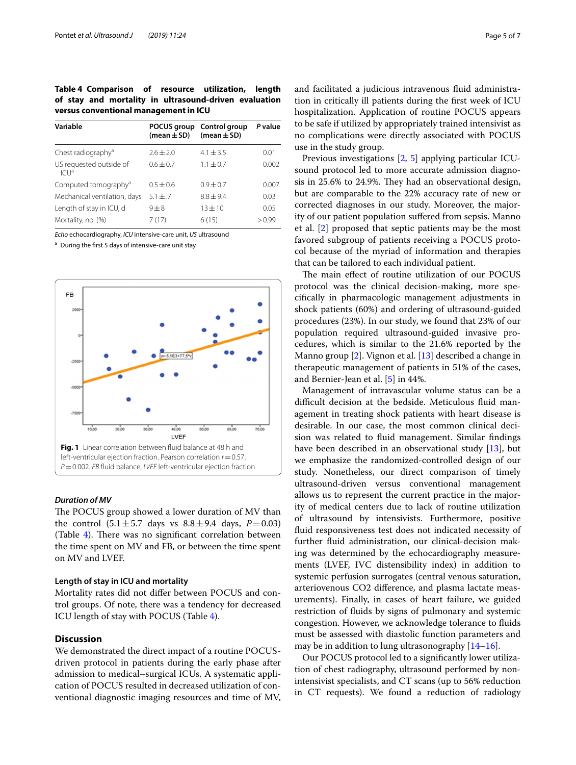**Table 4 Comparison of resource utilization, length of stay and mortality in ultrasound-driven evaluation versus conventional management in ICU**

| Variable | POCUS group (mean ± SD) | Control group (mean ± SD) | P value |
|---|---|---|---|
| Chest radiography[a] | 2.6 ± 2.0 | 4.1 ± 3.5 | 0.01 |
| US requested outside of ICU[a] | 0.6 ± 0.7 | 1.1 ± 0.7 | 0.002 |
| Computed tomography[a] | 0.5 ± 0.6 | 0.9 ± 0.7 | 0.007 |
| Mechanical ventilation, days | 5.1 ± .7 | 8.8 ± 9.4 | 0.03 |
| Length of stay in ICU, d | 9 ± 8 | 13 ± 10 | 0.05 |
| Mortality, no. (%) | 7 (17) | 6 (15) | > 0.99 |

*Echo* echocardiography, *ICU* intensive-care unit, *US* ultrasound

[a] During the first 5 days of intensive-care unit stay

**Fig. 1** Linear correlation between fluid balance at 48 h and left-ventricular ejection fraction. Pearson correlation $r = 0.57$, $P = 0.002$. *FB* fluid balance, *LVEF* left-ventricular ejection fraction

#### *Duration of MV*

The POCUS group showed a lower duration of MV than the control (5.1 ± 5.7 days vs 8.8 ± 9.4 days, $P = 0.03$) (Table 4). There was no significant correlation between the time spent on MV and FB, or between the time spent on MV and LVEF.

#### Length of stay in ICU and mortality

Mortality rates did not differ between POCUS and control groups. Of note, there was a tendency for decreased ICU length of stay with POCUS (Table 4).

## Discussion

We demonstrated the direct impact of a routine POCUS-driven protocol in patients during the early phase after admission to medical–surgical ICUs. A systematic application of POCUS resulted in decreased utilization of conventional diagnostic imaging resources and time of MV, and facilitated a judicious intravenous fluid administration in critically ill patients during the first week of ICU hospitalization. Application of routine POCUS appears to be safe if utilized by appropriately trained intensivist as no complications were directly associated with POCUS use in the study group.

Previous investigations [2, 5] applying particular ICU-sound protocol led to more accurate admission diagnosis in 25.6% to 24.9%. They had an observational design, but are comparable to the 22% accuracy rate of new or corrected diagnoses in our study. Moreover, the majority of our patient population suffered from sepsis. Manno et al. [2] proposed that septic patients may be the most favored subgroup of patients receiving a POCUS protocol because of the myriad of information and therapies that can be tailored to each individual patient.

The main effect of routine utilization of our POCUS protocol was the clinical decision-making, more specifically in pharmacologic management adjustments in shock patients (60%) and ordering of ultrasound-guided procedures (23%). In our study, we found that 23% of our population required ultrasound-guided invasive procedures, which is similar to the 21.6% reported by the Manno group [2]. Vignon et al. [13] described a change in therapeutic management of patients in 51% of the cases, and Bernier-Jean et al. [5] in 44%.

Management of intravascular volume status can be a difficult decision at the bedside. Meticulous fluid management in treating shock patients with heart disease is desirable. In our case, the most common clinical decision was related to fluid management. Similar findings have been described in an observational study [13], but we emphasize the randomized-controlled design of our study. Nonetheless, our direct comparison of timely ultrasound-driven versus conventional management allows us to represent the current practice in the majority of medical centers due to lack of routine utilization of ultrasound by intensivists. Furthermore, positive fluid responsiveness test does not indicated necessity of further fluid administration, our clinical-decision making was determined by the echocardiography measurements (LVEF, IVC distensibility index) in addition to systemic perfusion surrogates (central venous saturation, arteriovenous $CO_2$ difference, and plasma lactate measurements). Finally, in cases of heart failure, we guided restriction of fluids by signs of pulmonary and systemic congestion. However, we acknowledge tolerance to fluids must be assessed with diastolic function parameters and may be in addition to lung ultrasonography [14–16].

Our POCUS protocol led to a significantly lower utilization of chest radiography, ultrasound performed by non-intensivist specialists, and CT scans (up to 56% reduction in CT requests). We found a reduction of radiology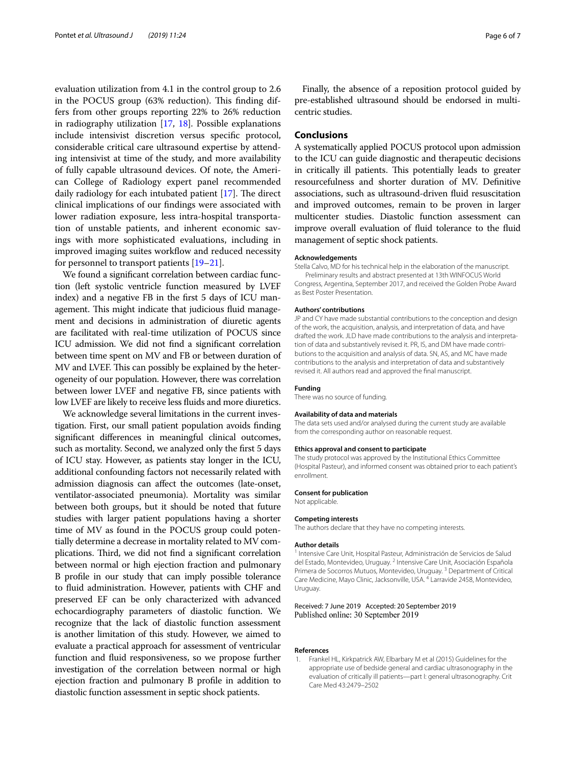evaluation utilization from 4.1 in the control group to 2.6 in the POCUS group (63% reduction). This finding differs from other groups reporting 22% to 26% reduction in radiography utilization [17, 18]. Possible explanations include intensivist discretion versus specific protocol, considerable critical care ultrasound expertise by attending intensivist at time of the study, and more availability of fully capable ultrasound devices. Of note, the American College of Radiology expert panel recommended daily radiology for each intubated patient [17]. The direct clinical implications of our findings were associated with lower radiation exposure, less intra-hospital transportation of unstable patients, and inherent economic savings with more sophisticated evaluations, including in improved imaging suites workflow and reduced necessity for personnel to transport patients [19–21].

We found a significant correlation between cardiac function (left systolic ventricle function measured by LVEF index) and a negative FB in the first 5 days of ICU management. This might indicate that judicious fluid management and decisions in administration of diuretic agents are facilitated with real-time utilization of POCUS since ICU admission. We did not find a significant correlation between time spent on MV and FB or between duration of MV and LVEF. This can possibly be explained by the heterogeneity of our population. However, there was correlation between lower LVEF and negative FB, since patients with low LVEF are likely to receive less fluids and more diuretics.

We acknowledge several limitations in the current investigation. First, our small patient population avoids finding significant differences in meaningful clinical outcomes, such as mortality. Second, we analyzed only the first 5 days of ICU stay. However, as patients stay longer in the ICU, additional confounding factors not necessarily related with admission diagnosis can affect the outcomes (late-onset, ventilator-associated pneumonia). Mortality was similar between both groups, but it should be noted that future studies with larger patient populations having a shorter time of MV as found in the POCUS group could potentially determine a decrease in mortality related to MV complications. Third, we did not find a significant correlation between normal or high ejection fraction and pulmonary B profile in our study that can imply possible tolerance to fluid administration. However, patients with CHF and preserved EF can be only characterized with advanced echocardiography parameters of diastolic function. We recognize that the lack of diastolic function assessment is another limitation of this study. However, we aimed to evaluate a practical approach for assessment of ventricular function and fluid responsiveness, so we propose further investigation of the correlation between normal or high ejection fraction and pulmonary B profile in addition to diastolic function assessment in septic shock patients.

Finally, the absence of a reposition protocol guided by pre-established ultrasound should be endorsed in multicentric studies.

## Conclusions

A systematically applied POCUS protocol upon admission to the ICU can guide diagnostic and therapeutic decisions in critically ill patients. This potentially leads to greater resourcefulness and shorter duration of MV. Definitive associations, such as ultrasound-driven fluid resuscitation and improved outcomes, remain to be proven in larger multicenter studies. Diastolic function assessment can improve overall evaluation of fluid tolerance to the fluid management of septic shock patients.

#### Acknowledgements

Stella Calvo, MD for his technical help in the elaboration of the manuscript.

Preliminary results and abstract presented at 13th WINFOCUS World Congress, Argentina, September 2017, and received the Golden Probe Award as Best Poster Presentation.

#### Authors' contributions

JP and CY have made substantial contributions to the conception and design of the work, the acquisition, analysis, and interpretation of data, and have drafted the work. JLD have made contributions to the analysis and interpretation of data and substantively revised it. PR, IS, and DM have made contributions to the acquisition and analysis of data. SN, AS, and MC have made contributions to the analysis and interpretation of data and substantively revised it. All authors read and approved the final manuscript.

#### Funding

There was no source of funding.

#### Availability of data and materials

The data sets used and/or analysed during the current study are available from the corresponding author on reasonable request.

#### Ethics approval and consent to participate

The study protocol was approved by the Institutional Ethics Committee (Hospital Pasteur), and informed consent was obtained prior to each patient's enrollment.

#### Consent for publication

Not applicable.

#### Competing interests

The authors declare that they have no competing interests.

#### Author details

[1] Intensive Care Unit, Hospital Pasteur, Administración de Servicios de Salud del Estado, Montevideo, Uruguay. [2] Intensive Care Unit, Asociación Española Primera de Socorros Mutuos, Montevideo, Uruguay. [3] Department of Critical Care Medicine, Mayo Clinic, Jacksonville, USA. [4] Larravide 2458, Montevideo, Uruguay.

Received: 7 June 2019 Accepted: 20 September 2019
Published online: 30 September 2019

#### References

1. Frankel HL, Kirkpatrick AW, Elbarbary M et al (2015) Guidelines for the appropriate use of bedside general and cardiac ultrasonography in the evaluation of critically ill patients—part I: general ultrasonography. Crit Care Med 43:2479–2502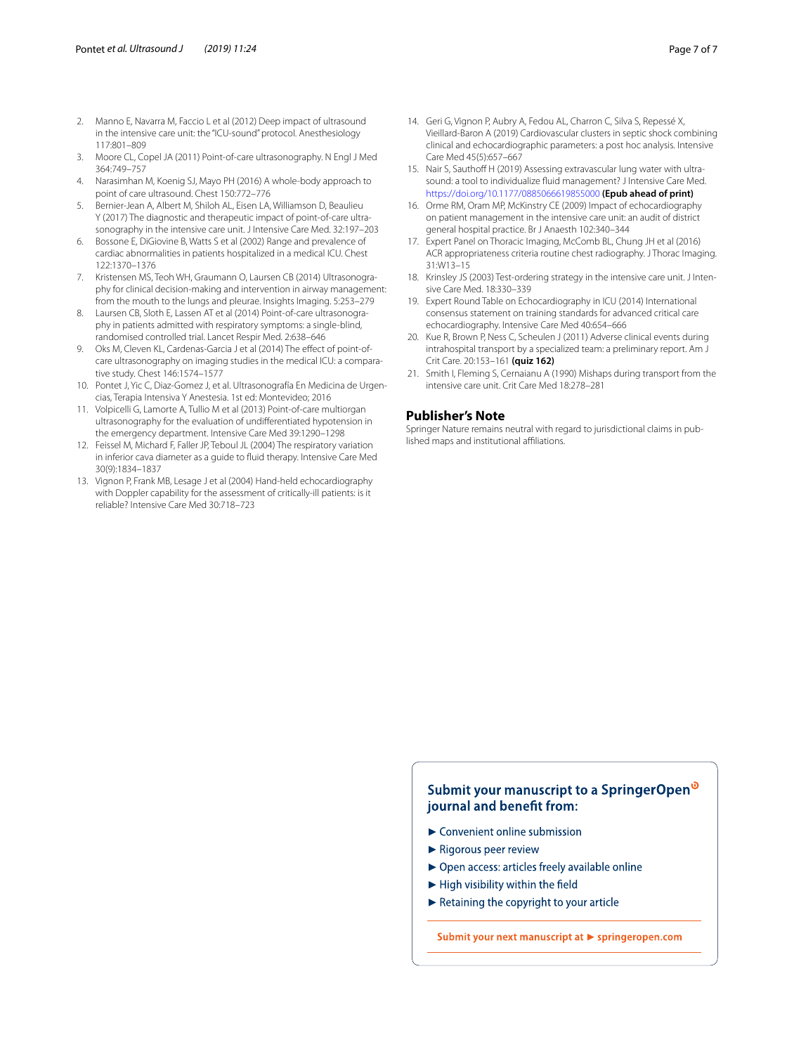2. Manno E, Navarra M, Faccio L et al (2012) Deep impact of ultrasound in the intensive care unit: the "ICU-sound" protocol. Anesthesiology 117:801–809
3. Moore CL, Copel JA (2011) Point-of-care ultrasonography. N Engl J Med 364:749–757
4. Narasimhan M, Koenig SJ, Mayo PH (2016) A whole-body approach to point of care ultrasound. Chest 150:772–776
5. Bernier-Jean A, Albert M, Shiloh AL, Eisen LA, Williamson D, Beaulieu Y (2017) The diagnostic and therapeutic impact of point-of-care ultrasonography in the intensive care unit. J Intensive Care Med. 32:197–203
6. Bossone E, DiGiovine B, Watts S et al (2002) Range and prevalence of cardiac abnormalities in patients hospitalized in a medical ICU. Chest 122:1370–1376
7. Kristensen MS, Teoh WH, Graumann O, Laursen CB (2014) Ultrasonography for clinical decision-making and intervention in airway management: from the mouth to the lungs and pleurae. Insights Imaging. 5:253–279
8. Laursen CB, Sloth E, Lassen AT et al (2014) Point-of-care ultrasonography in patients admitted with respiratory symptoms: a single-blind, randomised controlled trial. Lancet Respir Med. 2:638–646
9. Oks M, Cleven KL, Cardenas-Garcia J et al (2014) The effect of point-of-care ultrasonography on imaging studies in the medical ICU: a comparative study. Chest 146:1574–1577
10. Pontet J, Yic C, Diaz-Gomez J, et al. Ultrasonografía En Medicina de Urgencias, Terapia Intensiva Y Anestesia. 1st ed: Montevideo; 2016
11. Volpicelli G, Lamorte A, Tullio M et al (2013) Point-of-care multiorgan ultrasonography for the evaluation of undifferentiated hypotension in the emergency department. Intensive Care Med 39:1290–1298
12. Feissel M, Michard F, Faller JP, Teboul JL (2004) The respiratory variation in inferior cava diameter as a guide to fluid therapy. Intensive Care Med 30(9):1834–1837
13. Vignon P, Frank MB, Lesage J et al (2004) Hand-held echocardiography with Doppler capability for the assessment of critically-ill patients: is it reliable? Intensive Care Med 30:718–723
14. Geri G, Vignon P, Aubry A, Fedou AL, Charron C, Silva S, Repessé X, Vieillard-Baron A (2019) Cardiovascular clusters in septic shock combining clinical and echocardiographic parameters: a post hoc analysis. Intensive Care Med 45(5):657–667
15. Nair S, Sauthoff H (2019) Assessing extravascular lung water with ultrasound: a tool to individualize fluid management? J Intensive Care Med. https://doi.org/10.1177/0885066619855000 **(Epub ahead of print)**
16. Orme RM, Oram MP, McKinstry CE (2009) Impact of echocardiography on patient management in the intensive care unit: an audit of district general hospital practice. Br J Anaesth 102:340–344
17. Expert Panel on Thoracic Imaging, McComb BL, Chung JH et al (2016) ACR appropriateness criteria routine chest radiography. J Thorac Imaging. 31:W13–15
18. Krinsley JS (2003) Test-ordering strategy in the intensive care unit. J Intensive Care Med. 18:330–339
19. Expert Round Table on Echocardiography in ICU (2014) International consensus statement on training standards for advanced critical care echocardiography. Intensive Care Med 40:654–666
20. Kue R, Brown P, Ness C, Scheulen J (2011) Adverse clinical events during intrahospital transport by a specialized team: a preliminary report. Am J Crit Care. 20:153–161 **(quiz 162)**
21. Smith I, Fleming S, Cernaianu A (1990) Mishaps during transport from the intensive care unit. Crit Care Med 18:278–281

## Publisher's Note

Springer Nature remains neutral with regard to jurisdictional claims in published maps and institutional affiliations.